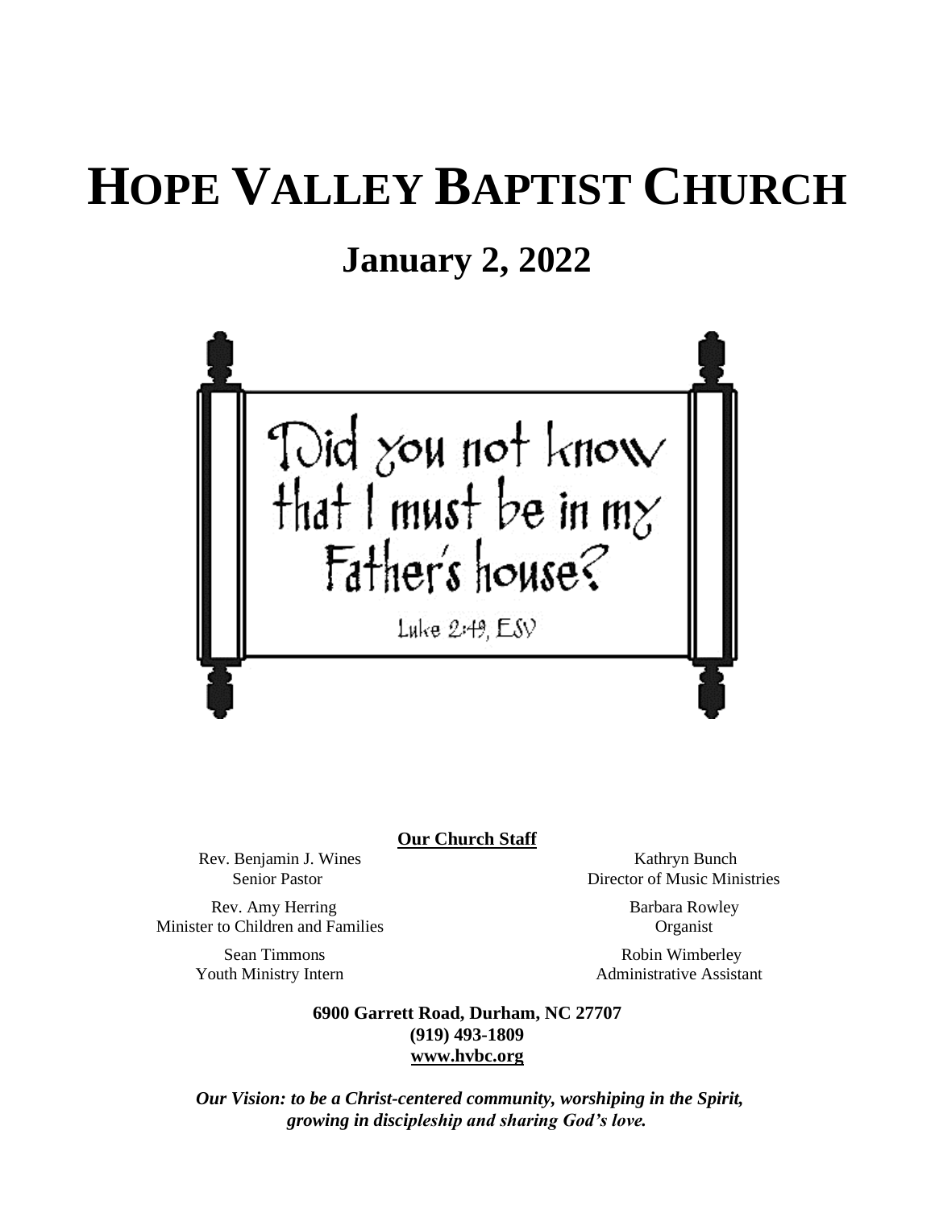# HOPE VALLEY BAPTIST CHURCH

## January 2, 2022

Did you not know that I must be in my Father's house?

Luke 2:49, ESV

**Our Church Staff**

Rev. Benjamin J. Wines
Senior Pastor

Rev. Amy Herring
Minister to Children and Families

Sean Timmons
Youth Ministry Intern

Kathryn Bunch
Director of Music Ministries

Barbara Rowley
Organist

Robin Wimberley
Administrative Assistant

**6900 Garrett Road, Durham, NC 27707**
**(919) 493-1809**
**www.hvbc.org**

***Our Vision: to be a Christ-centered community, worshiping in the Spirit, growing in discipleship and sharing God's love.***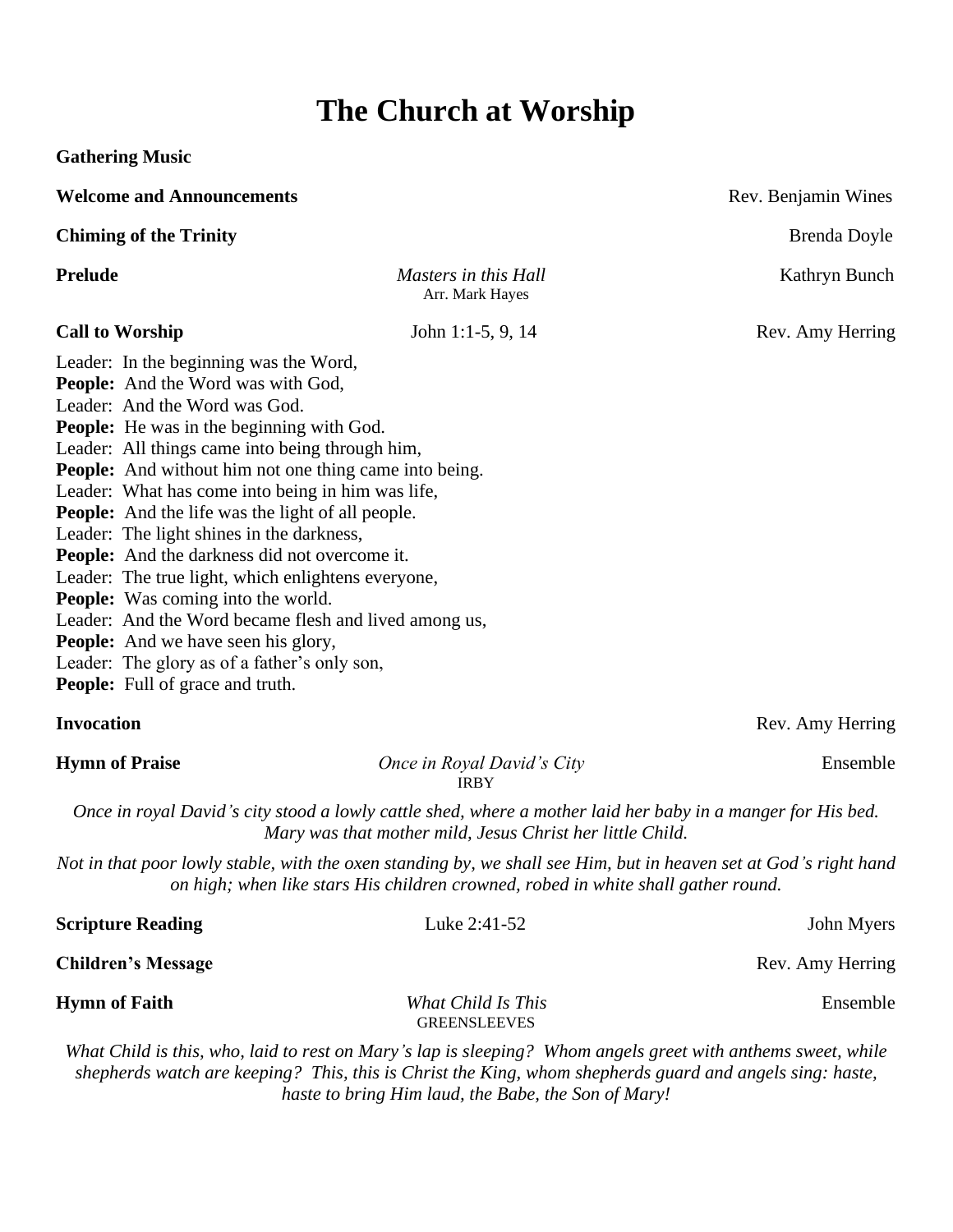# The Church at Worship

**Gathering Music**

**Welcome and Announcements** — Rev. Benjamin Wines

**Chiming of the Trinity** — Brenda Doyle

**Prelude** — *Masters in this Hall*, Arr. Mark Hayes — Kathryn Bunch

**Call to Worship** — John 1:1-5, 9, 14 — Rev. Amy Herring

Leader: In the beginning was the Word,
**People:** And the Word was with God,
Leader: And the Word was God.
**People:** He was in the beginning with God.
Leader: All things came into being through him,
**People:** And without him not one thing came into being.
Leader: What has come into being in him was life,
**People:** And the life was the light of all people.
Leader: The light shines in the darkness,
**People:** And the darkness did not overcome it.
Leader: The true light, which enlightens everyone,
**People:** Was coming into the world.
Leader: And the Word became flesh and lived among us,
**People:** And we have seen his glory,
Leader: The glory as of a father's only son,
**People:** Full of grace and truth.

**Invocation** — Rev. Amy Herring

**Hymn of Praise** — *Once in Royal David's City*, IRBY — Ensemble

*Once in royal David's city stood a lowly cattle shed, where a mother laid her baby in a manger for His bed. Mary was that mother mild, Jesus Christ her little Child.*

*Not in that poor lowly stable, with the oxen standing by, we shall see Him, but in heaven set at God's right hand on high; when like stars His children crowned, robed in white shall gather round.*

**Scripture Reading** — Luke 2:41-52 — John Myers

**Children's Message** — Rev. Amy Herring

**Hymn of Faith** — *What Child Is This*, GREENSLEEVES — Ensemble

*What Child is this, who, laid to rest on Mary's lap is sleeping? Whom angels greet with anthems sweet, while shepherds watch are keeping? This, this is Christ the King, whom shepherds guard and angels sing: haste, haste to bring Him laud, the Babe, the Son of Mary!*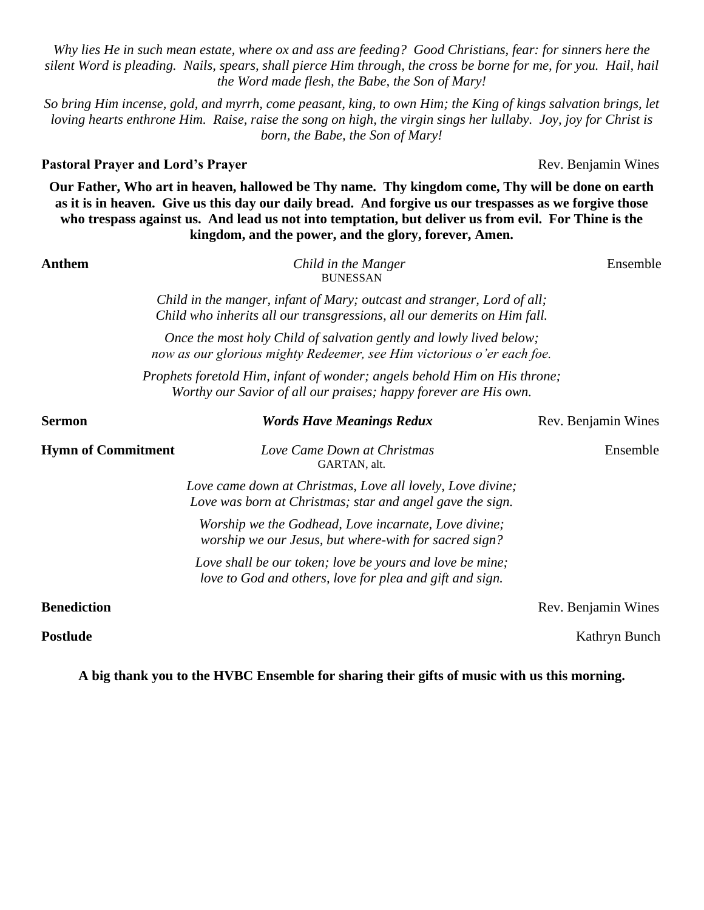*Why lies He in such mean estate, where ox and ass are feeding? Good Christians, fear: for sinners here the silent Word is pleading. Nails, spears, shall pierce Him through, the cross be borne for me, for you. Hail, hail the Word made flesh, the Babe, the Son of Mary!*

*So bring Him incense, gold, and myrrh, come peasant, king, to own Him; the King of kings salvation brings, let loving hearts enthrone Him. Raise, raise the song on high, the virgin sings her lullaby. Joy, joy for Christ is born, the Babe, the Son of Mary!*

**Pastoral Prayer and Lord's Prayer** Rev. Benjamin Wines

**Our Father, Who art in heaven, hallowed be Thy name. Thy kingdom come, Thy will be done on earth as it is in heaven. Give us this day our daily bread. And forgive us our trespasses as we forgive those who trespass against us. And lead us not into temptation, but deliver us from evil. For Thine is the kingdom, and the power, and the glory, forever, Amen.**

**Anthem** *Child in the Manger* Ensemble
BUNESSAN

*Child in the manger, infant of Mary; outcast and stranger, Lord of all;*
*Child who inherits all our transgressions, all our demerits on Him fall.*

*Once the most holy Child of salvation gently and lowly lived below;*
*now as our glorious mighty Redeemer, see Him victorious o'er each foe.*

*Prophets foretold Him, infant of wonder; angels behold Him on His throne;*
*Worthy our Savior of all our praises; happy forever are His own.*

**Sermon** ***Words Have Meanings Redux*** Rev. Benjamin Wines

**Hymn of Commitment** *Love Came Down at Christmas* Ensemble
GARTAN, alt.

*Love came down at Christmas, Love all lovely, Love divine;*
*Love was born at Christmas; star and angel gave the sign.*

*Worship we the Godhead, Love incarnate, Love divine;*
*worship we our Jesus, but where-with for sacred sign?*

*Love shall be our token; love be yours and love be mine;*
*love to God and others, love for plea and gift and sign.*

**Benediction** Rev. Benjamin Wines

**Postlude** Kathryn Bunch

**A big thank you to the HVBC Ensemble for sharing their gifts of music with us this morning.**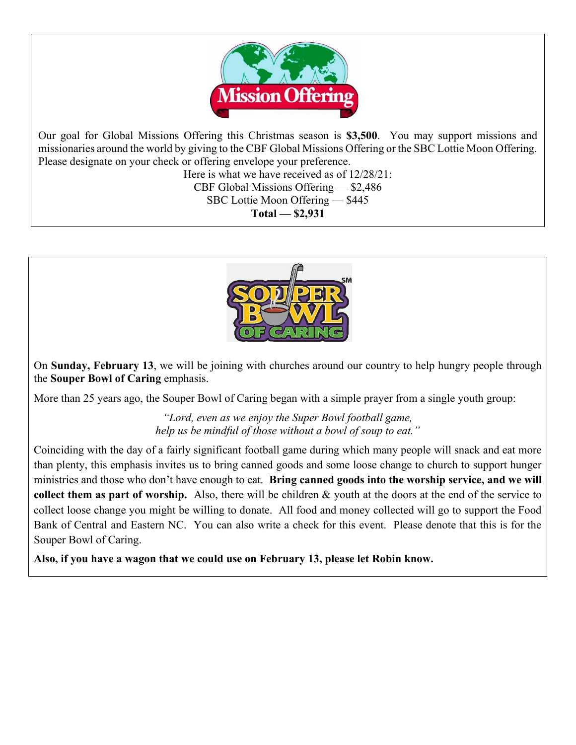Mission Offering

Our goal for Global Missions Offering this Christmas season is **$3,500**. You may support missions and missionaries around the world by giving to the CBF Global Missions Offering or the SBC Lottie Moon Offering. Please designate on your check or offering envelope your preference.

Here is what we have received as of 12/28/21:

CBF Global Missions Offering — $2,486

SBC Lottie Moon Offering — $445

**Total — $2,931**

---

SOUPER BOWL OF CARING

On **Sunday, February 13**, we will be joining with churches around our country to help hungry people through the **Souper Bowl of Caring** emphasis.

More than 25 years ago, the Souper Bowl of Caring began with a simple prayer from a single youth group:

*"Lord, even as we enjoy the Super Bowl football game,*
*help us be mindful of those without a bowl of soup to eat."*

Coinciding with the day of a fairly significant football game during which many people will snack and eat more than plenty, this emphasis invites us to bring canned goods and some loose change to church to support hunger ministries and those who don't have enough to eat. **Bring canned goods into the worship service, and we will collect them as part of worship.** Also, there will be children & youth at the doors at the end of the service to collect loose change you might be willing to donate. All food and money collected will go to support the Food Bank of Central and Eastern NC. You can also write a check for this event. Please denote that this is for the Souper Bowl of Caring.

**Also, if you have a wagon that we could use on February 13, please let Robin know.**